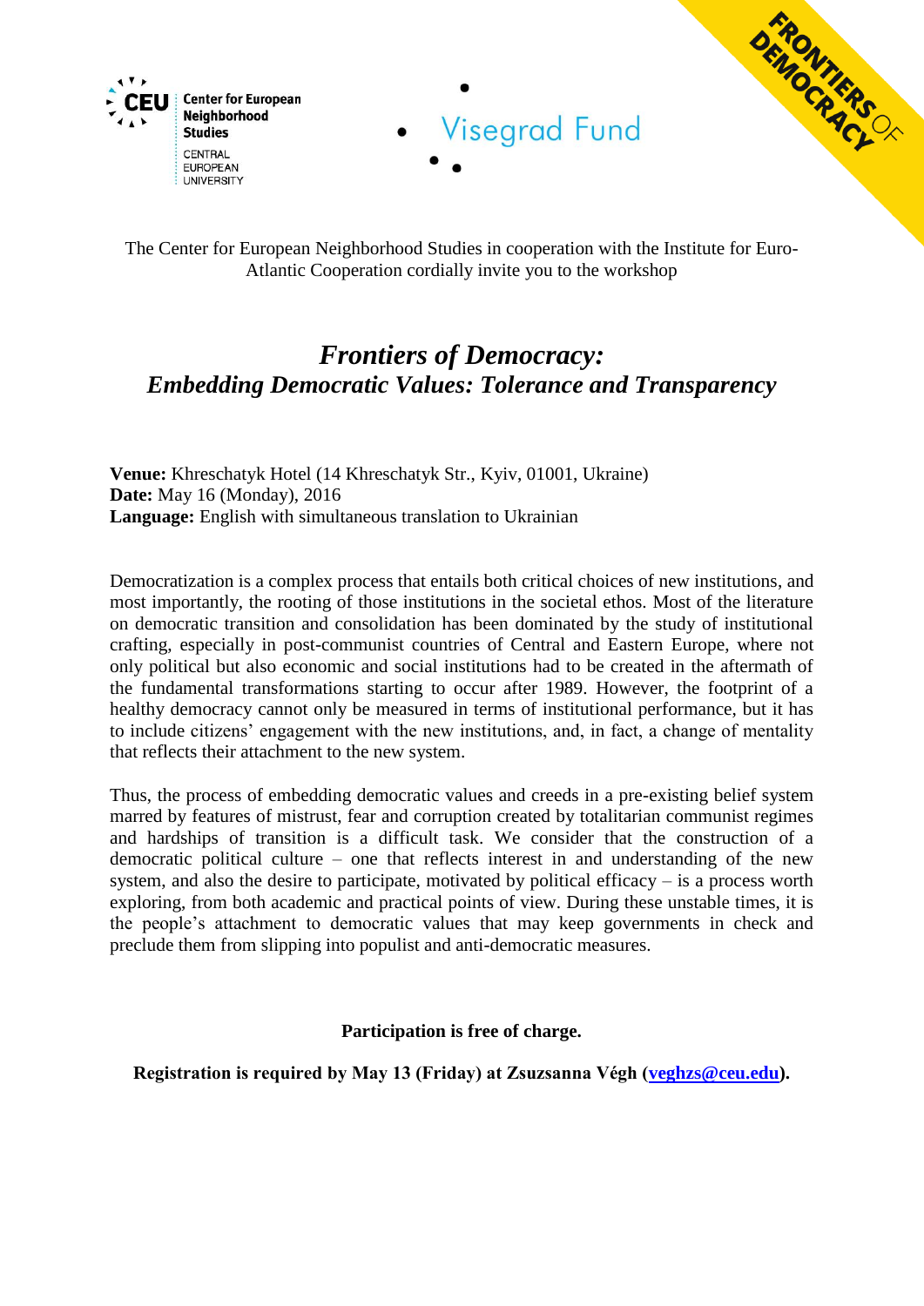CEU Center for European Neighborhood Studies
CENTRAL EUROPEAN UNIVERSITY

Visegrad Fund

FRONTIERS OF DEMOCRACY

The Center for European Neighborhood Studies in cooperation with the Institute for Euro-Atlantic Cooperation cordially invite you to the workshop

# *Frontiers of Democracy:*
## *Embedding Democratic Values: Tolerance and Transparency*

**Venue:** Khreschatyk Hotel (14 Khreschatyk Str., Kyiv, 01001, Ukraine)
**Date:** May 16 (Monday), 2016
**Language:** English with simultaneous translation to Ukrainian

Democratization is a complex process that entails both critical choices of new institutions, and most importantly, the rooting of those institutions in the societal ethos. Most of the literature on democratic transition and consolidation has been dominated by the study of institutional crafting, especially in post-communist countries of Central and Eastern Europe, where not only political but also economic and social institutions had to be created in the aftermath of the fundamental transformations starting to occur after 1989. However, the footprint of a healthy democracy cannot only be measured in terms of institutional performance, but it has to include citizens' engagement with the new institutions, and, in fact, a change of mentality that reflects their attachment to the new system.

Thus, the process of embedding democratic values and creeds in a pre-existing belief system marred by features of mistrust, fear and corruption created by totalitarian communist regimes and hardships of transition is a difficult task. We consider that the construction of a democratic political culture – one that reflects interest in and understanding of the new system, and also the desire to participate, motivated by political efficacy – is a process worth exploring, from both academic and practical points of view. During these unstable times, it is the people's attachment to democratic values that may keep governments in check and preclude them from slipping into populist and anti-democratic measures.

**Participation is free of charge.**

**Registration is required by May 13 (Friday) at Zsuzsanna Végh (veghzs@ceu.edu).**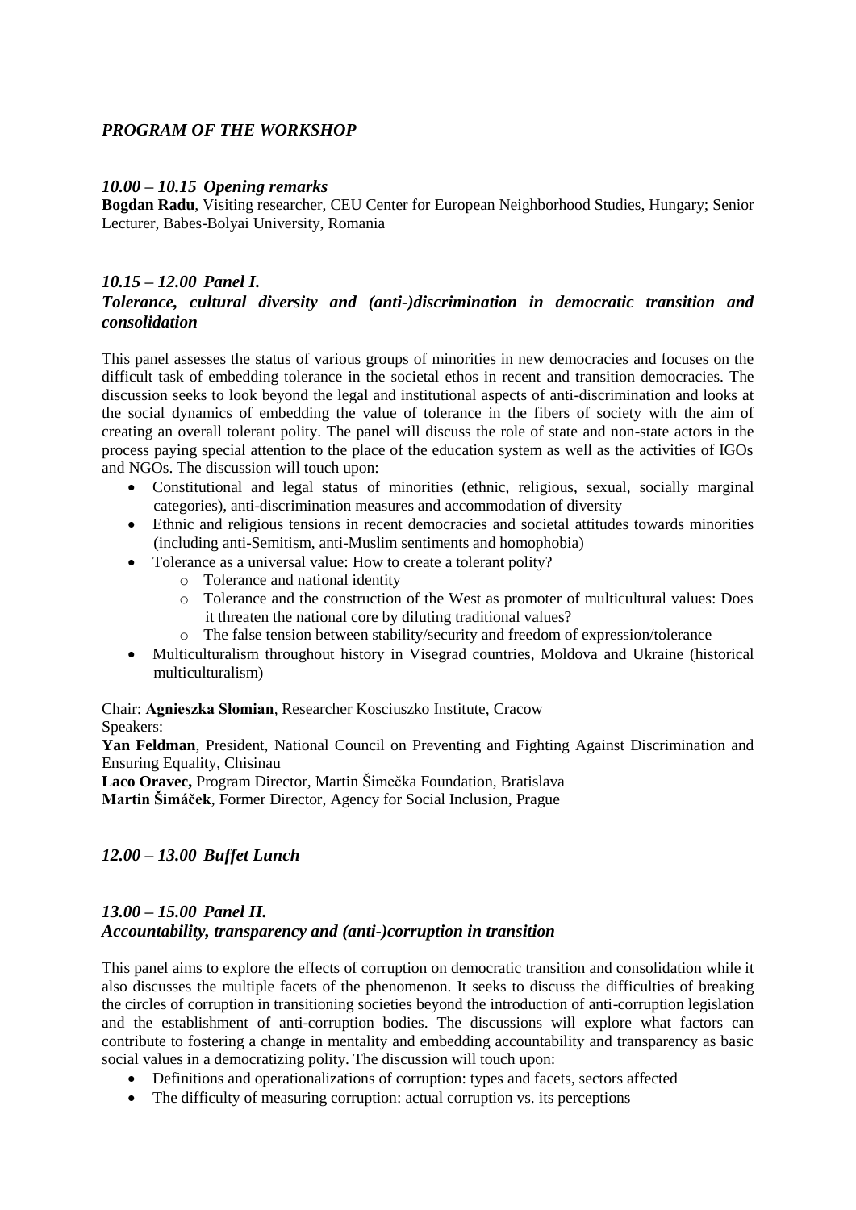## *PROGRAM OF THE WORKSHOP*

### *10.00 – 10.15 Opening remarks*

**Bogdan Radu**, Visiting researcher, CEU Center for European Neighborhood Studies, Hungary; Senior Lecturer, Babes-Bolyai University, Romania

### *10.15 – 12.00 Panel I.*
### *Tolerance, cultural diversity and (anti-)discrimination in democratic transition and consolidation*

This panel assesses the status of various groups of minorities in new democracies and focuses on the difficult task of embedding tolerance in the societal ethos in recent and transition democracies. The discussion seeks to look beyond the legal and institutional aspects of anti-discrimination and looks at the social dynamics of embedding the value of tolerance in the fibers of society with the aim of creating an overall tolerant polity. The panel will discuss the role of state and non-state actors in the process paying special attention to the place of the education system as well as the activities of IGOs and NGOs. The discussion will touch upon:

- Constitutional and legal status of minorities (ethnic, religious, sexual, socially marginal categories), anti-discrimination measures and accommodation of diversity
- Ethnic and religious tensions in recent democracies and societal attitudes towards minorities (including anti-Semitism, anti-Muslim sentiments and homophobia)
- Tolerance as a universal value: How to create a tolerant polity?
  - Tolerance and national identity
  - Tolerance and the construction of the West as promoter of multicultural values: Does it threaten the national core by diluting traditional values?
  - The false tension between stability/security and freedom of expression/tolerance
- Multiculturalism throughout history in Visegrad countries, Moldova and Ukraine (historical multiculturalism)

Chair: **Agnieszka Słomian**, Researcher Kosciuszko Institute, Cracow
Speakers:
**Yan Feldman**, President, National Council on Preventing and Fighting Against Discrimination and Ensuring Equality, Chisinau
**Laco Oravec,** Program Director, Martin Šimečka Foundation, Bratislava
**Martin Šimáček**, Former Director, Agency for Social Inclusion, Prague

### *12.00 – 13.00 Buffet Lunch*

### *13.00 – 15.00 Panel II.*
### *Accountability, transparency and (anti-)corruption in transition*

This panel aims to explore the effects of corruption on democratic transition and consolidation while it also discusses the multiple facets of the phenomenon. It seeks to discuss the difficulties of breaking the circles of corruption in transitioning societies beyond the introduction of anti-corruption legislation and the establishment of anti-corruption bodies. The discussions will explore what factors can contribute to fostering a change in mentality and embedding accountability and transparency as basic social values in a democratizing polity. The discussion will touch upon:

- Definitions and operationalizations of corruption: types and facets, sectors affected
- The difficulty of measuring corruption: actual corruption vs. its perceptions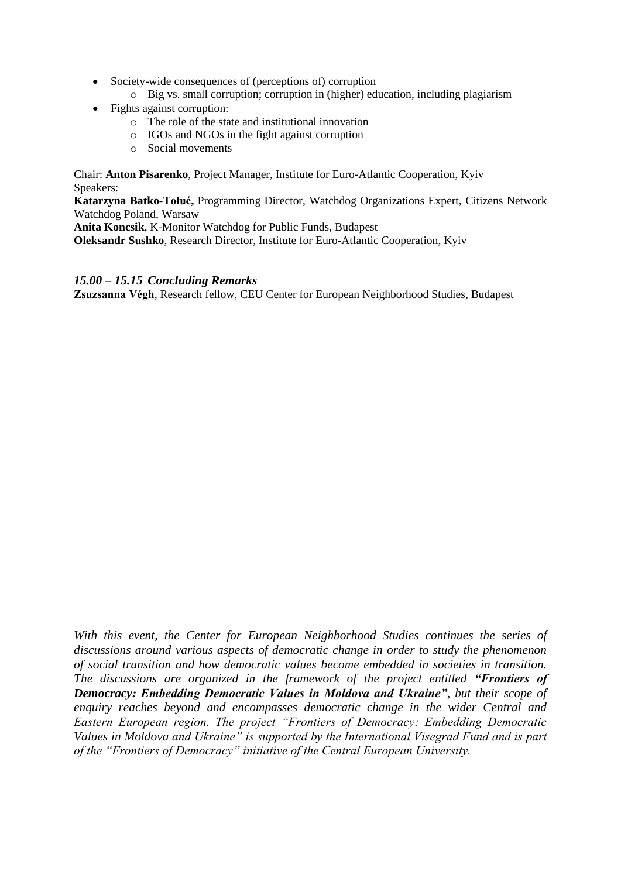- Society-wide consequences of (perceptions of) corruption
    - Big vs. small corruption; corruption in (higher) education, including plagiarism
- Fights against corruption:
    - The role of the state and institutional innovation
    - IGOs and NGOs in the fight against corruption
    - Social movements

Chair: **Anton Pisarenko**, Project Manager, Institute for Euro-Atlantic Cooperation, Kyiv
Speakers:
**Katarzyna Batko-Tołuć,** Programming Director, Watchdog Organizations Expert, Citizens Network Watchdog Poland, Warsaw
**Anita Koncsik**, K-Monitor Watchdog for Public Funds, Budapest
**Oleksandr Sushko**, Research Director, Institute for Euro-Atlantic Cooperation, Kyiv

***15.00 – 15.15 Concluding Remarks***
**Zsuzsanna Végh**, Research fellow, CEU Center for European Neighborhood Studies, Budapest

*With this event, the Center for European Neighborhood Studies continues the series of discussions around various aspects of democratic change in order to study the phenomenon of social transition and how democratic values become embedded in societies in transition. The discussions are organized in the framework of the project entitled **"Frontiers of Democracy: Embedding Democratic Values in Moldova and Ukraine"**, but their scope of enquiry reaches beyond and encompasses democratic change in the wider Central and Eastern European region. The project "Frontiers of Democracy: Embedding Democratic Values in Moldova and Ukraine" is supported by the International Visegrad Fund and is part of the "Frontiers of Democracy" initiative of the Central European University.*